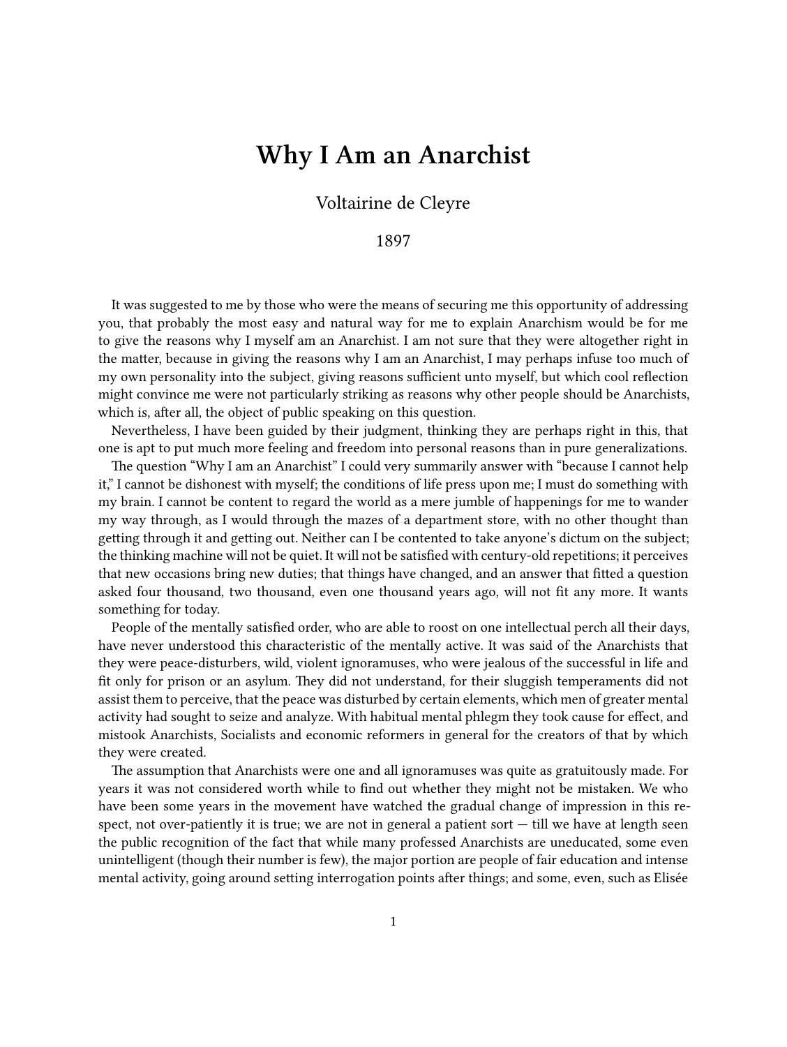# Why I Am an Anarchist

Voltairine de Cleyre

1897

It was suggested to me by those who were the means of securing me this opportunity of addressing you, that probably the most easy and natural way for me to explain Anarchism would be for me to give the reasons why I myself am an Anarchist. I am not sure that they were altogether right in the matter, because in giving the reasons why I am an Anarchist, I may perhaps infuse too much of my own personality into the subject, giving reasons sufficient unto myself, but which cool reflection might convince me were not particularly striking as reasons why other people should be Anarchists, which is, after all, the object of public speaking on this question.

Nevertheless, I have been guided by their judgment, thinking they are perhaps right in this, that one is apt to put much more feeling and freedom into personal reasons than in pure generalizations.

The question "Why I am an Anarchist" I could very summarily answer with "because I cannot help it," I cannot be dishonest with myself; the conditions of life press upon me; I must do something with my brain. I cannot be content to regard the world as a mere jumble of happenings for me to wander my way through, as I would through the mazes of a department store, with no other thought than getting through it and getting out. Neither can I be contented to take anyone's dictum on the subject; the thinking machine will not be quiet. It will not be satisfied with century-old repetitions; it perceives that new occasions bring new duties; that things have changed, and an answer that fitted a question asked four thousand, two thousand, even one thousand years ago, will not fit any more. It wants something for today.

People of the mentally satisfied order, who are able to roost on one intellectual perch all their days, have never understood this characteristic of the mentally active. It was said of the Anarchists that they were peace-disturbers, wild, violent ignoramuses, who were jealous of the successful in life and fit only for prison or an asylum. They did not understand, for their sluggish temperaments did not assist them to perceive, that the peace was disturbed by certain elements, which men of greater mental activity had sought to seize and analyze. With habitual mental phlegm they took cause for effect, and mistook Anarchists, Socialists and economic reformers in general for the creators of that by which they were created.

The assumption that Anarchists were one and all ignoramuses was quite as gratuitously made. For years it was not considered worth while to find out whether they might not be mistaken. We who have been some years in the movement have watched the gradual change of impression in this respect, not over-patiently it is true; we are not in general a patient sort — till we have at length seen the public recognition of the fact that while many professed Anarchists are uneducated, some even unintelligent (though their number is few), the major portion are people of fair education and intense mental activity, going around setting interrogation points after things; and some, even, such as Elisée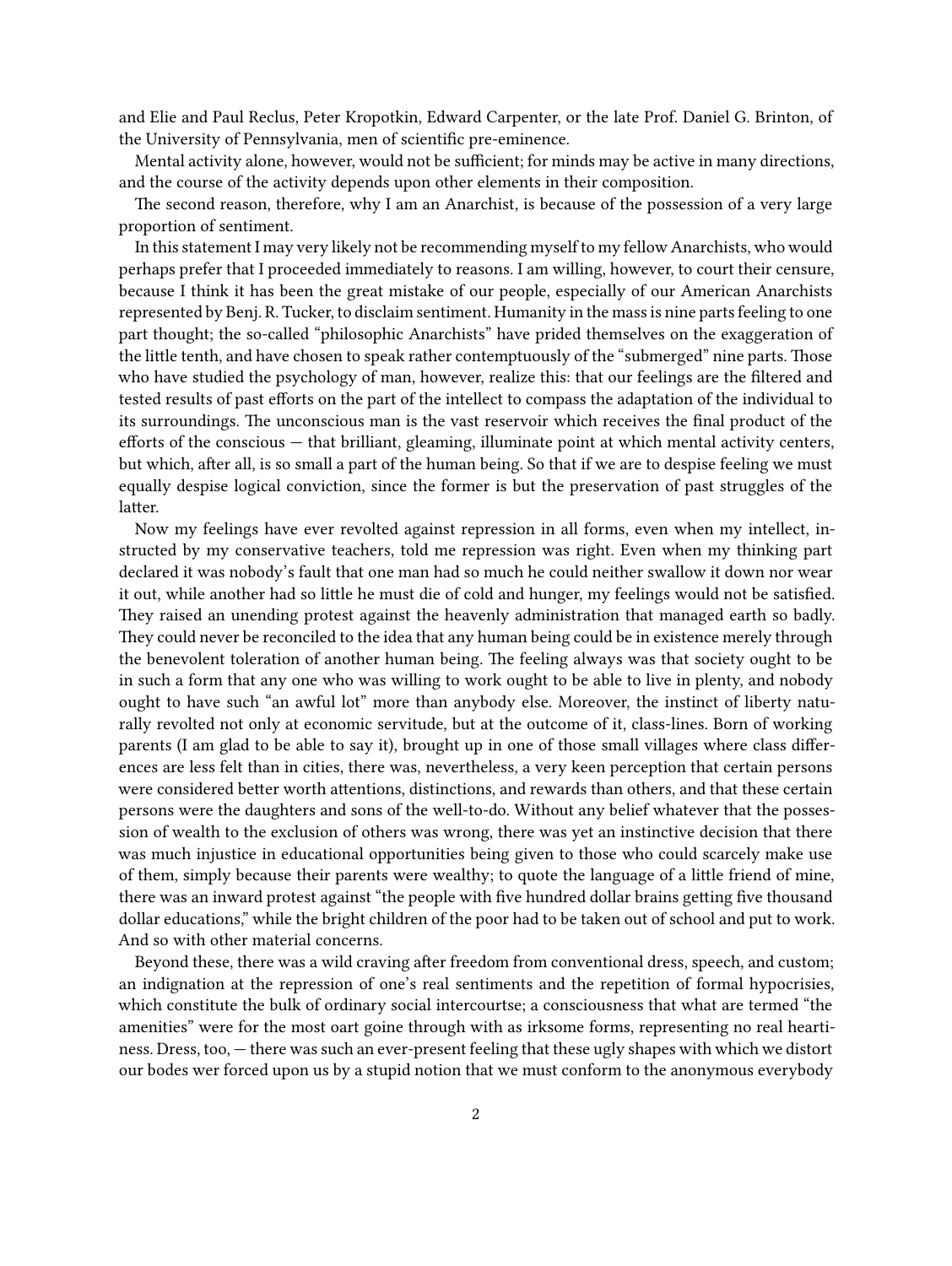and Elie and Paul Reclus, Peter Kropotkin, Edward Carpenter, or the late Prof. Daniel G. Brinton, of the University of Pennsylvania, men of scientific pre-eminence.

Mental activity alone, however, would not be sufficient; for minds may be active in many directions, and the course of the activity depends upon other elements in their composition.

The second reason, therefore, why I am an Anarchist, is because of the possession of a very large proportion of sentiment.

In this statement I may very likely not be recommending myself to my fellow Anarchists, who would perhaps prefer that I proceeded immediately to reasons. I am willing, however, to court their censure, because I think it has been the great mistake of our people, especially of our American Anarchists represented by Benj. R. Tucker, to disclaim sentiment. Humanity in the mass is nine parts feeling to one part thought; the so-called "philosophic Anarchists" have prided themselves on the exaggeration of the little tenth, and have chosen to speak rather contemptuously of the "submerged" nine parts. Those who have studied the psychology of man, however, realize this: that our feelings are the filtered and tested results of past efforts on the part of the intellect to compass the adaptation of the individual to its surroundings. The unconscious man is the vast reservoir which receives the final product of the efforts of the conscious — that brilliant, gleaming, illuminate point at which mental activity centers, but which, after all, is so small a part of the human being. So that if we are to despise feeling we must equally despise logical conviction, since the former is but the preservation of past struggles of the latter.

Now my feelings have ever revolted against repression in all forms, even when my intellect, instructed by my conservative teachers, told me repression was right. Even when my thinking part declared it was nobody's fault that one man had so much he could neither swallow it down nor wear it out, while another had so little he must die of cold and hunger, my feelings would not be satisfied. They raised an unending protest against the heavenly administration that managed earth so badly. They could never be reconciled to the idea that any human being could be in existence merely through the benevolent toleration of another human being. The feeling always was that society ought to be in such a form that any one who was willing to work ought to be able to live in plenty, and nobody ought to have such "an awful lot" more than anybody else. Moreover, the instinct of liberty naturally revolted not only at economic servitude, but at the outcome of it, class-lines. Born of working parents (I am glad to be able to say it), brought up in one of those small villages where class differences are less felt than in cities, there was, nevertheless, a very keen perception that certain persons were considered better worth attentions, distinctions, and rewards than others, and that these certain persons were the daughters and sons of the well-to-do. Without any belief whatever that the possession of wealth to the exclusion of others was wrong, there was yet an instinctive decision that there was much injustice in educational opportunities being given to those who could scarcely make use of them, simply because their parents were wealthy; to quote the language of a little friend of mine, there was an inward protest against "the people with five hundred dollar brains getting five thousand dollar educations," while the bright children of the poor had to be taken out of school and put to work. And so with other material concerns.

Beyond these, there was a wild craving after freedom from conventional dress, speech, and custom; an indignation at the repression of one's real sentiments and the repetition of formal hypocrisies, which constitute the bulk of ordinary social intercourtse; a consciousness that what are termed "the amenities" were for the most oart goine through with as irksome forms, representing no real heartiness. Dress, too, — there was such an ever-present feeling that these ugly shapes with which we distort our bodes wer forced upon us by a stupid notion that we must conform to the anonymous everybody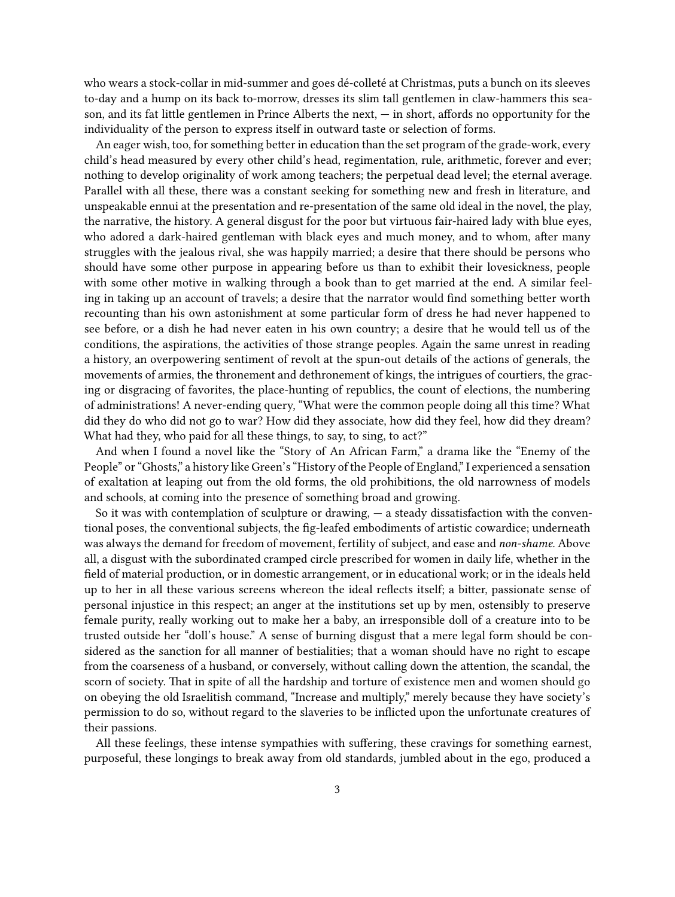who wears a stock-collar in mid-summer and goes dé-colleté at Christmas, puts a bunch on its sleeves to-day and a hump on its back to-morrow, dresses its slim tall gentlemen in claw-hammers this season, and its fat little gentlemen in Prince Alberts the next, — in short, affords no opportunity for the individuality of the person to express itself in outward taste or selection of forms.

An eager wish, too, for something better in education than the set program of the grade-work, every child's head measured by every other child's head, regimentation, rule, arithmetic, forever and ever; nothing to develop originality of work among teachers; the perpetual dead level; the eternal average. Parallel with all these, there was a constant seeking for something new and fresh in literature, and unspeakable ennui at the presentation and re-presentation of the same old ideal in the novel, the play, the narrative, the history. A general disgust for the poor but virtuous fair-haired lady with blue eyes, who adored a dark-haired gentleman with black eyes and much money, and to whom, after many struggles with the jealous rival, she was happily married; a desire that there should be persons who should have some other purpose in appearing before us than to exhibit their lovesickness, people with some other motive in walking through a book than to get married at the end. A similar feeling in taking up an account of travels; a desire that the narrator would find something better worth recounting than his own astonishment at some particular form of dress he had never happened to see before, or a dish he had never eaten in his own country; a desire that he would tell us of the conditions, the aspirations, the activities of those strange peoples. Again the same unrest in reading a history, an overpowering sentiment of revolt at the spun-out details of the actions of generals, the movements of armies, the thronement and dethronement of kings, the intrigues of courtiers, the gracing or disgracing of favorites, the place-hunting of republics, the count of elections, the numbering of administrations! A never-ending query, "What were the common people doing all this time? What did they do who did not go to war? How did they associate, how did they feel, how did they dream? What had they, who paid for all these things, to say, to sing, to act?"

And when I found a novel like the "Story of An African Farm," a drama like the "Enemy of the People" or "Ghosts," a history like Green's "History of the People of England," I experienced a sensation of exaltation at leaping out from the old forms, the old prohibitions, the old narrowness of models and schools, at coming into the presence of something broad and growing.

So it was with contemplation of sculpture or drawing, — a steady dissatisfaction with the conventional poses, the conventional subjects, the fig-leafed embodiments of artistic cowardice; underneath was always the demand for freedom of movement, fertility of subject, and ease and *non-shame*. Above all, a disgust with the subordinated cramped circle prescribed for women in daily life, whether in the field of material production, or in domestic arrangement, or in educational work; or in the ideals held up to her in all these various screens whereon the ideal reflects itself; a bitter, passionate sense of personal injustice in this respect; an anger at the institutions set up by men, ostensibly to preserve female purity, really working out to make her a baby, an irresponsible doll of a creature into to be trusted outside her "doll's house." A sense of burning disgust that a mere legal form should be considered as the sanction for all manner of bestialities; that a woman should have no right to escape from the coarseness of a husband, or conversely, without calling down the attention, the scandal, the scorn of society. That in spite of all the hardship and torture of existence men and women should go on obeying the old Israelitish command, "Increase and multiply," merely because they have society's permission to do so, without regard to the slaveries to be inflicted upon the unfortunate creatures of their passions.

All these feelings, these intense sympathies with suffering, these cravings for something earnest, purposeful, these longings to break away from old standards, jumbled about in the ego, produced a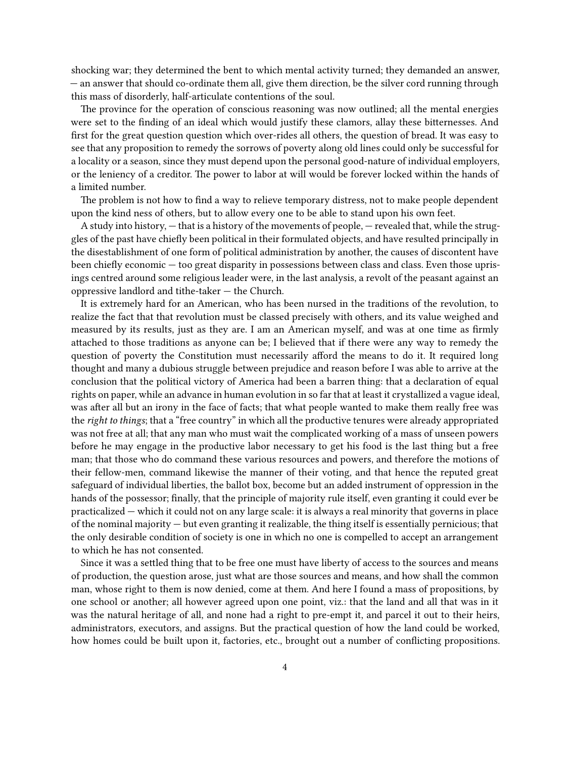shocking war; they determined the bent to which mental activity turned; they demanded an answer, — an answer that should co-ordinate them all, give them direction, be the silver cord running through this mass of disorderly, half-articulate contentions of the soul.

The province for the operation of conscious reasoning was now outlined; all the mental energies were set to the finding of an ideal which would justify these clamors, allay these bitternesses. And first for the great question question which over-rides all others, the question of bread. It was easy to see that any proposition to remedy the sorrows of poverty along old lines could only be successful for a locality or a season, since they must depend upon the personal good-nature of individual employers, or the leniency of a creditor. The power to labor at will would be forever locked within the hands of a limited number.

The problem is not how to find a way to relieve temporary distress, not to make people dependent upon the kind ness of others, but to allow every one to be able to stand upon his own feet.

A study into history, — that is a history of the movements of people, — revealed that, while the struggles of the past have chiefly been political in their formulated objects, and have resulted principally in the disestablishment of one form of political administration by another, the causes of discontent have been chiefly economic — too great disparity in possessions between class and class. Even those uprisings centred around some religious leader were, in the last analysis, a revolt of the peasant against an oppressive landlord and tithe-taker — the Church.

It is extremely hard for an American, who has been nursed in the traditions of the revolution, to realize the fact that that revolution must be classed precisely with others, and its value weighed and measured by its results, just as they are. I am an American myself, and was at one time as firmly attached to those traditions as anyone can be; I believed that if there were any way to remedy the question of poverty the Constitution must necessarily afford the means to do it. It required long thought and many a dubious struggle between prejudice and reason before I was able to arrive at the conclusion that the political victory of America had been a barren thing: that a declaration of equal rights on paper, while an advance in human evolution in so far that at least it crystallized a vague ideal, was after all but an irony in the face of facts; that what people wanted to make them really free was the *right to things*; that a "free country" in which all the productive tenures were already appropriated was not free at all; that any man who must wait the complicated working of a mass of unseen powers before he may engage in the productive labor necessary to get his food is the last thing but a free man; that those who do command these various resources and powers, and therefore the motions of their fellow-men, command likewise the manner of their voting, and that hence the reputed great safeguard of individual liberties, the ballot box, become but an added instrument of oppression in the hands of the possessor; finally, that the principle of majority rule itself, even granting it could ever be practicalized — which it could not on any large scale: it is always a real minority that governs in place of the nominal majority — but even granting it realizable, the thing itself is essentially pernicious; that the only desirable condition of society is one in which no one is compelled to accept an arrangement to which he has not consented.

Since it was a settled thing that to be free one must have liberty of access to the sources and means of production, the question arose, just what are those sources and means, and how shall the common man, whose right to them is now denied, come at them. And here I found a mass of propositions, by one school or another; all however agreed upon one point, viz.: that the land and all that was in it was the natural heritage of all, and none had a right to pre-empt it, and parcel it out to their heirs, administrators, executors, and assigns. But the practical question of how the land could be worked, how homes could be built upon it, factories, etc., brought out a number of conflicting propositions.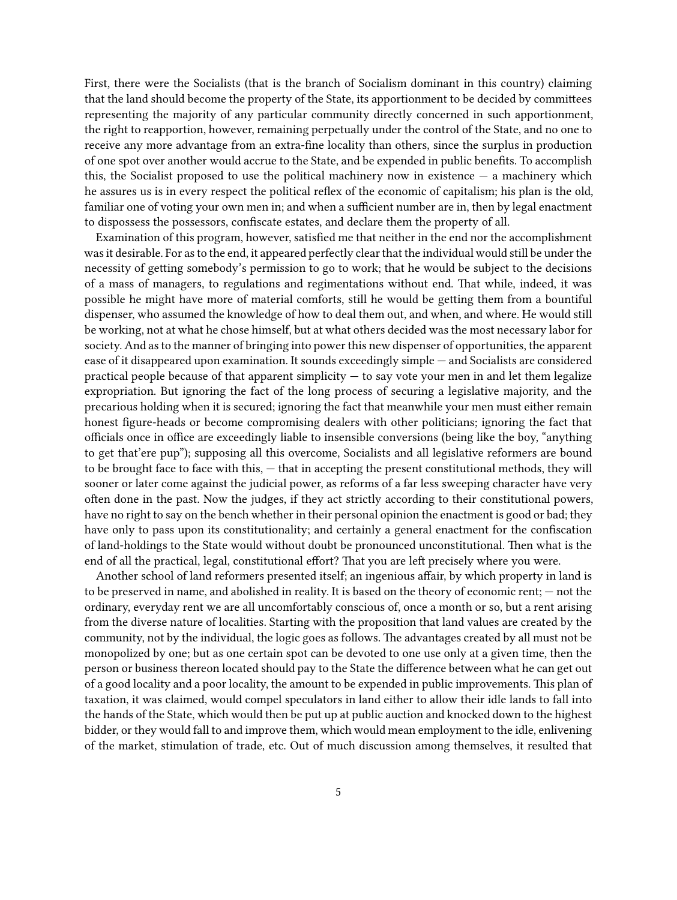First, there were the Socialists (that is the branch of Socialism dominant in this country) claiming that the land should become the property of the State, its apportionment to be decided by committees representing the majority of any particular community directly concerned in such apportionment, the right to reapportion, however, remaining perpetually under the control of the State, and no one to receive any more advantage from an extra-fine locality than others, since the surplus in production of one spot over another would accrue to the State, and be expended in public benefits. To accomplish this, the Socialist proposed to use the political machinery now in existence — a machinery which he assures us is in every respect the political reflex of the economic of capitalism; his plan is the old, familiar one of voting your own men in; and when a sufficient number are in, then by legal enactment to dispossess the possessors, confiscate estates, and declare them the property of all.

Examination of this program, however, satisfied me that neither in the end nor the accomplishment was it desirable. For as to the end, it appeared perfectly clear that the individual would still be under the necessity of getting somebody's permission to go to work; that he would be subject to the decisions of a mass of managers, to regulations and regimentations without end. That while, indeed, it was possible he might have more of material comforts, still he would be getting them from a bountiful dispenser, who assumed the knowledge of how to deal them out, and when, and where. He would still be working, not at what he chose himself, but at what others decided was the most necessary labor for society. And as to the manner of bringing into power this new dispenser of opportunities, the apparent ease of it disappeared upon examination. It sounds exceedingly simple — and Socialists are considered practical people because of that apparent simplicity — to say vote your men in and let them legalize expropriation. But ignoring the fact of the long process of securing a legislative majority, and the precarious holding when it is secured; ignoring the fact that meanwhile your men must either remain honest figure-heads or become compromising dealers with other politicians; ignoring the fact that officials once in office are exceedingly liable to insensible conversions (being like the boy, "anything to get that'ere pup"); supposing all this overcome, Socialists and all legislative reformers are bound to be brought face to face with this, — that in accepting the present constitutional methods, they will sooner or later come against the judicial power, as reforms of a far less sweeping character have very often done in the past. Now the judges, if they act strictly according to their constitutional powers, have no right to say on the bench whether in their personal opinion the enactment is good or bad; they have only to pass upon its constitutionality; and certainly a general enactment for the confiscation of land-holdings to the State would without doubt be pronounced unconstitutional. Then what is the end of all the practical, legal, constitutional effort? That you are left precisely where you were.

Another school of land reformers presented itself; an ingenious affair, by which property in land is to be preserved in name, and abolished in reality. It is based on the theory of economic rent; — not the ordinary, everyday rent we are all uncomfortably conscious of, once a month or so, but a rent arising from the diverse nature of localities. Starting with the proposition that land values are created by the community, not by the individual, the logic goes as follows. The advantages created by all must not be monopolized by one; but as one certain spot can be devoted to one use only at a given time, then the person or business thereon located should pay to the State the difference between what he can get out of a good locality and a poor locality, the amount to be expended in public improvements. This plan of taxation, it was claimed, would compel speculators in land either to allow their idle lands to fall into the hands of the State, which would then be put up at public auction and knocked down to the highest bidder, or they would fall to and improve them, which would mean employment to the idle, enlivening of the market, stimulation of trade, etc. Out of much discussion among themselves, it resulted that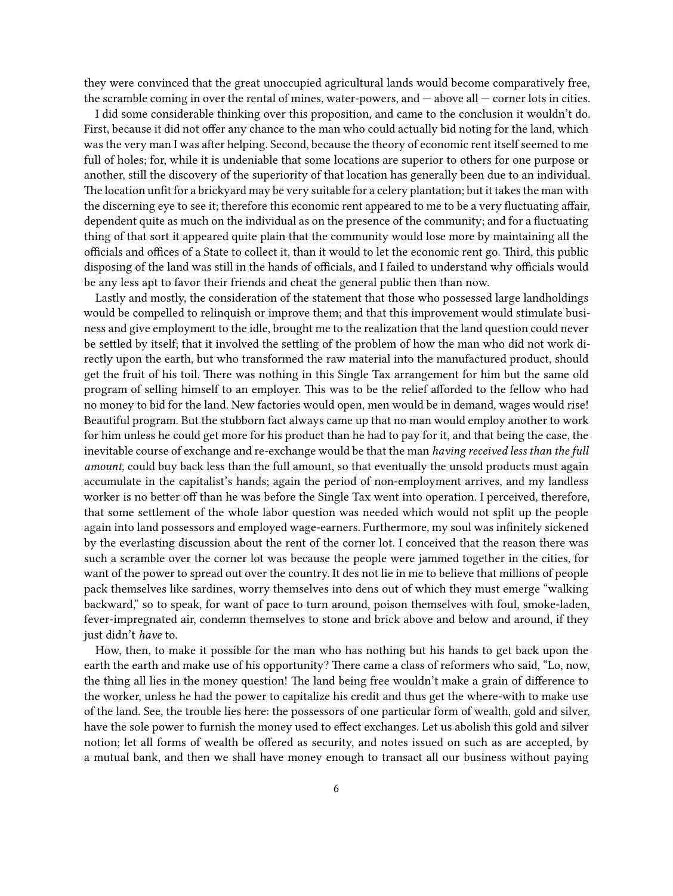they were convinced that the great unoccupied agricultural lands would become comparatively free, the scramble coming in over the rental of mines, water-powers, and — above all — corner lots in cities.

I did some considerable thinking over this proposition, and came to the conclusion it wouldn't do. First, because it did not offer any chance to the man who could actually bid noting for the land, which was the very man I was after helping. Second, because the theory of economic rent itself seemed to me full of holes; for, while it is undeniable that some locations are superior to others for one purpose or another, still the discovery of the superiority of that location has generally been due to an individual. The location unfit for a brickyard may be very suitable for a celery plantation; but it takes the man with the discerning eye to see it; therefore this economic rent appeared to me to be a very fluctuating affair, dependent quite as much on the individual as on the presence of the community; and for a fluctuating thing of that sort it appeared quite plain that the community would lose more by maintaining all the officials and offices of a State to collect it, than it would to let the economic rent go. Third, this public disposing of the land was still in the hands of officials, and I failed to understand why officials would be any less apt to favor their friends and cheat the general public then than now.

Lastly and mostly, the consideration of the statement that those who possessed large landholdings would be compelled to relinquish or improve them; and that this improvement would stimulate business and give employment to the idle, brought me to the realization that the land question could never be settled by itself; that it involved the settling of the problem of how the man who did not work directly upon the earth, but who transformed the raw material into the manufactured product, should get the fruit of his toil. There was nothing in this Single Tax arrangement for him but the same old program of selling himself to an employer. This was to be the relief afforded to the fellow who had no money to bid for the land. New factories would open, men would be in demand, wages would rise! Beautiful program. But the stubborn fact always came up that no man would employ another to work for him unless he could get more for his product than he had to pay for it, and that being the case, the inevitable course of exchange and re-exchange would be that the man *having received less than the full amount*, could buy back less than the full amount, so that eventually the unsold products must again accumulate in the capitalist's hands; again the period of non-employment arrives, and my landless worker is no better off than he was before the Single Tax went into operation. I perceived, therefore, that some settlement of the whole labor question was needed which would not split up the people again into land possessors and employed wage-earners. Furthermore, my soul was infinitely sickened by the everlasting discussion about the rent of the corner lot. I conceived that the reason there was such a scramble over the corner lot was because the people were jammed together in the cities, for want of the power to spread out over the country. It des not lie in me to believe that millions of people pack themselves like sardines, worry themselves into dens out of which they must emerge "walking backward," so to speak, for want of pace to turn around, poison themselves with foul, smoke-laden, fever-impregnated air, condemn themselves to stone and brick above and below and around, if they just didn't *have* to.

How, then, to make it possible for the man who has nothing but his hands to get back upon the earth the earth and make use of his opportunity? There came a class of reformers who said, "Lo, now, the thing all lies in the money question! The land being free wouldn't make a grain of difference to the worker, unless he had the power to capitalize his credit and thus get the where-with to make use of the land. See, the trouble lies here: the possessors of one particular form of wealth, gold and silver, have the sole power to furnish the money used to effect exchanges. Let us abolish this gold and silver notion; let all forms of wealth be offered as security, and notes issued on such as are accepted, by a mutual bank, and then we shall have money enough to transact all our business without paying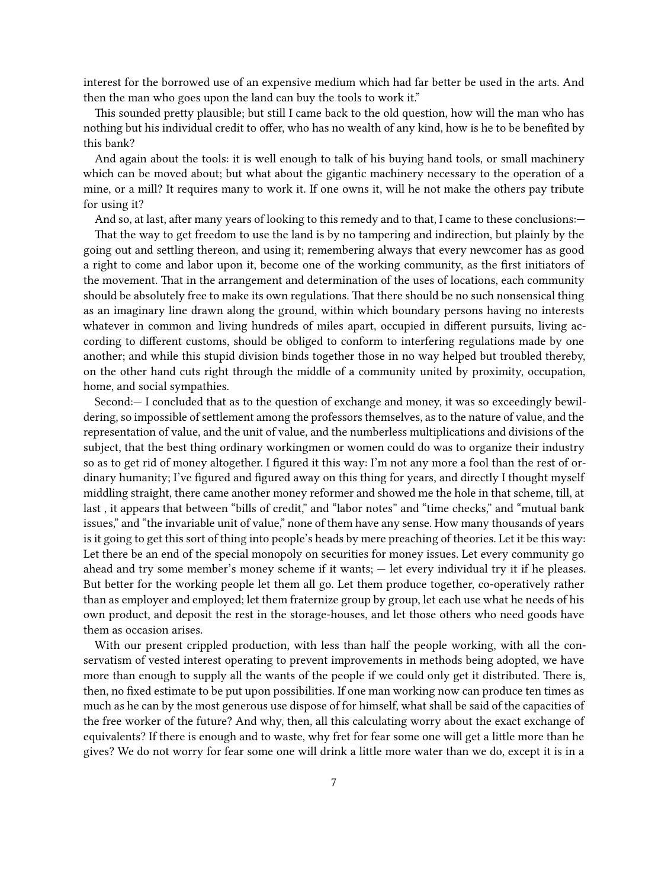interest for the borrowed use of an expensive medium which had far better be used in the arts. And then the man who goes upon the land can buy the tools to work it."

This sounded pretty plausible; but still I came back to the old question, how will the man who has nothing but his individual credit to offer, who has no wealth of any kind, how is he to be benefited by this bank?

And again about the tools: it is well enough to talk of his buying hand tools, or small machinery which can be moved about; but what about the gigantic machinery necessary to the operation of a mine, or a mill? It requires many to work it. If one owns it, will he not make the others pay tribute for using it?

And so, at last, after many years of looking to this remedy and to that, I came to these conclusions:—

That the way to get freedom to use the land is by no tampering and indirection, but plainly by the going out and settling thereon, and using it; remembering always that every newcomer has as good a right to come and labor upon it, become one of the working community, as the first initiators of the movement. That in the arrangement and determination of the uses of locations, each community should be absolutely free to make its own regulations. That there should be no such nonsensical thing as an imaginary line drawn along the ground, within which boundary persons having no interests whatever in common and living hundreds of miles apart, occupied in different pursuits, living according to different customs, should be obliged to conform to interfering regulations made by one another; and while this stupid division binds together those in no way helped but troubled thereby, on the other hand cuts right through the middle of a community united by proximity, occupation, home, and social sympathies.

Second:— I concluded that as to the question of exchange and money, it was so exceedingly bewildering, so impossible of settlement among the professors themselves, as to the nature of value, and the representation of value, and the unit of value, and the numberless multiplications and divisions of the subject, that the best thing ordinary workingmen or women could do was to organize their industry so as to get rid of money altogether. I figured it this way: I'm not any more a fool than the rest of ordinary humanity; I've figured and figured away on this thing for years, and directly I thought myself middling straight, there came another money reformer and showed me the hole in that scheme, till, at last , it appears that between "bills of credit," and "labor notes" and "time checks," and "mutual bank issues," and "the invariable unit of value," none of them have any sense. How many thousands of years is it going to get this sort of thing into people's heads by mere preaching of theories. Let it be this way: Let there be an end of the special monopoly on securities for money issues. Let every community go ahead and try some member's money scheme if it wants; — let every individual try it if he pleases. But better for the working people let them all go. Let them produce together, co-operatively rather than as employer and employed; let them fraternize group by group, let each use what he needs of his own product, and deposit the rest in the storage-houses, and let those others who need goods have them as occasion arises.

With our present crippled production, with less than half the people working, with all the conservatism of vested interest operating to prevent improvements in methods being adopted, we have more than enough to supply all the wants of the people if we could only get it distributed. There is, then, no fixed estimate to be put upon possibilities. If one man working now can produce ten times as much as he can by the most generous use dispose of for himself, what shall be said of the capacities of the free worker of the future? And why, then, all this calculating worry about the exact exchange of equivalents? If there is enough and to waste, why fret for fear some one will get a little more than he gives? We do not worry for fear some one will drink a little more water than we do, except it is in a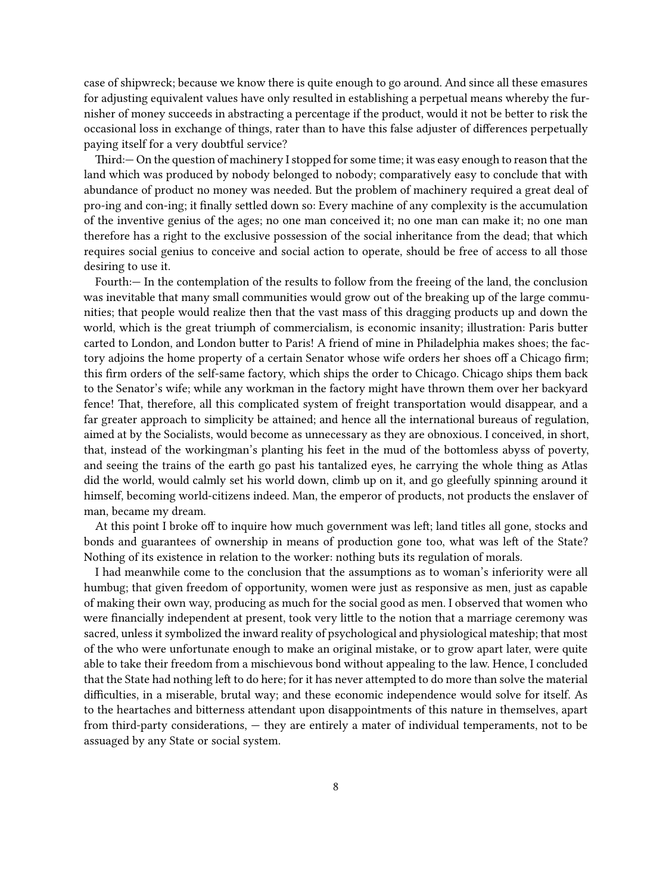case of shipwreck; because we know there is quite enough to go around. And since all these emasures for adjusting equivalent values have only resulted in establishing a perpetual means whereby the furnisher of money succeeds in abstracting a percentage if the product, would it not be better to risk the occasional loss in exchange of things, rater than to have this false adjuster of differences perpetually paying itself for a very doubtful service?

Third:— On the question of machinery I stopped for some time; it was easy enough to reason that the land which was produced by nobody belonged to nobody; comparatively easy to conclude that with abundance of product no money was needed. But the problem of machinery required a great deal of pro-ing and con-ing; it finally settled down so: Every machine of any complexity is the accumulation of the inventive genius of the ages; no one man conceived it; no one man can make it; no one man therefore has a right to the exclusive possession of the social inheritance from the dead; that which requires social genius to conceive and social action to operate, should be free of access to all those desiring to use it.

Fourth:— In the contemplation of the results to follow from the freeing of the land, the conclusion was inevitable that many small communities would grow out of the breaking up of the large communities; that people would realize then that the vast mass of this dragging products up and down the world, which is the great triumph of commercialism, is economic insanity; illustration: Paris butter carted to London, and London butter to Paris! A friend of mine in Philadelphia makes shoes; the factory adjoins the home property of a certain Senator whose wife orders her shoes off a Chicago firm; this firm orders of the self-same factory, which ships the order to Chicago. Chicago ships them back to the Senator's wife; while any workman in the factory might have thrown them over her backyard fence! That, therefore, all this complicated system of freight transportation would disappear, and a far greater approach to simplicity be attained; and hence all the international bureaus of regulation, aimed at by the Socialists, would become as unnecessary as they are obnoxious. I conceived, in short, that, instead of the workingman's planting his feet in the mud of the bottomless abyss of poverty, and seeing the trains of the earth go past his tantalized eyes, he carrying the whole thing as Atlas did the world, would calmly set his world down, climb up on it, and go gleefully spinning around it himself, becoming world-citizens indeed. Man, the emperor of products, not products the enslaver of man, became my dream.

At this point I broke off to inquire how much government was left; land titles all gone, stocks and bonds and guarantees of ownership in means of production gone too, what was left of the State? Nothing of its existence in relation to the worker: nothing buts its regulation of morals.

I had meanwhile come to the conclusion that the assumptions as to woman's inferiority were all humbug; that given freedom of opportunity, women were just as responsive as men, just as capable of making their own way, producing as much for the social good as men. I observed that women who were financially independent at present, took very little to the notion that a marriage ceremony was sacred, unless it symbolized the inward reality of psychological and physiological mateship; that most of the who were unfortunate enough to make an original mistake, or to grow apart later, were quite able to take their freedom from a mischievous bond without appealing to the law. Hence, I concluded that the State had nothing left to do here; for it has never attempted to do more than solve the material difficulties, in a miserable, brutal way; and these economic independence would solve for itself. As to the heartaches and bitterness attendant upon disappointments of this nature in themselves, apart from third-party considerations, — they are entirely a mater of individual temperaments, not to be assuaged by any State or social system.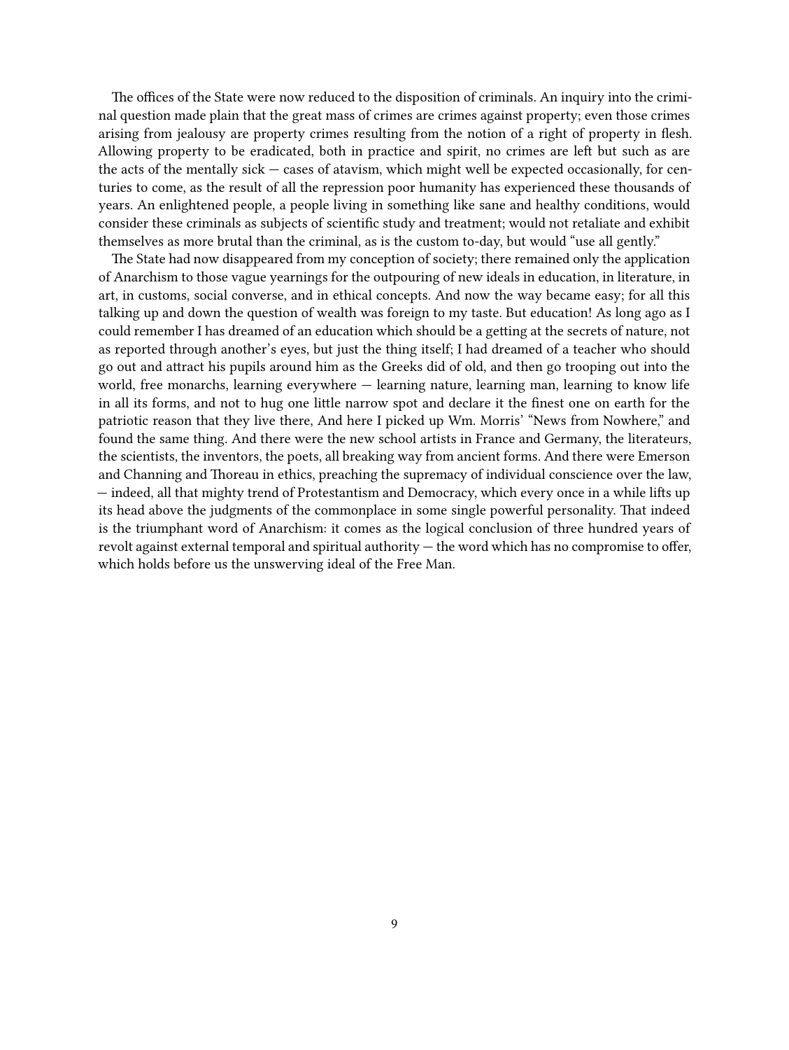The offices of the State were now reduced to the disposition of criminals. An inquiry into the criminal question made plain that the great mass of crimes are crimes against property; even those crimes arising from jealousy are property crimes resulting from the notion of a right of property in flesh. Allowing property to be eradicated, both in practice and spirit, no crimes are left but such as are the acts of the mentally sick — cases of atavism, which might well be expected occasionally, for centuries to come, as the result of all the repression poor humanity has experienced these thousands of years. An enlightened people, a people living in something like sane and healthy conditions, would consider these criminals as subjects of scientific study and treatment; would not retaliate and exhibit themselves as more brutal than the criminal, as is the custom to-day, but would "use all gently."

The State had now disappeared from my conception of society; there remained only the application of Anarchism to those vague yearnings for the outpouring of new ideals in education, in literature, in art, in customs, social converse, and in ethical concepts. And now the way became easy; for all this talking up and down the question of wealth was foreign to my taste. But education! As long ago as I could remember I has dreamed of an education which should be a getting at the secrets of nature, not as reported through another's eyes, but just the thing itself; I had dreamed of a teacher who should go out and attract his pupils around him as the Greeks did of old, and then go trooping out into the world, free monarchs, learning everywhere — learning nature, learning man, learning to know life in all its forms, and not to hug one little narrow spot and declare it the finest one on earth for the patriotic reason that they live there, And here I picked up Wm. Morris' "News from Nowhere," and found the same thing. And there were the new school artists in France and Germany, the literateurs, the scientists, the inventors, the poets, all breaking way from ancient forms. And there were Emerson and Channing and Thoreau in ethics, preaching the supremacy of individual conscience over the law, — indeed, all that mighty trend of Protestantism and Democracy, which every once in a while lifts up its head above the judgments of the commonplace in some single powerful personality. That indeed is the triumphant word of Anarchism: it comes as the logical conclusion of three hundred years of revolt against external temporal and spiritual authority — the word which has no compromise to offer, which holds before us the unswerving ideal of the Free Man.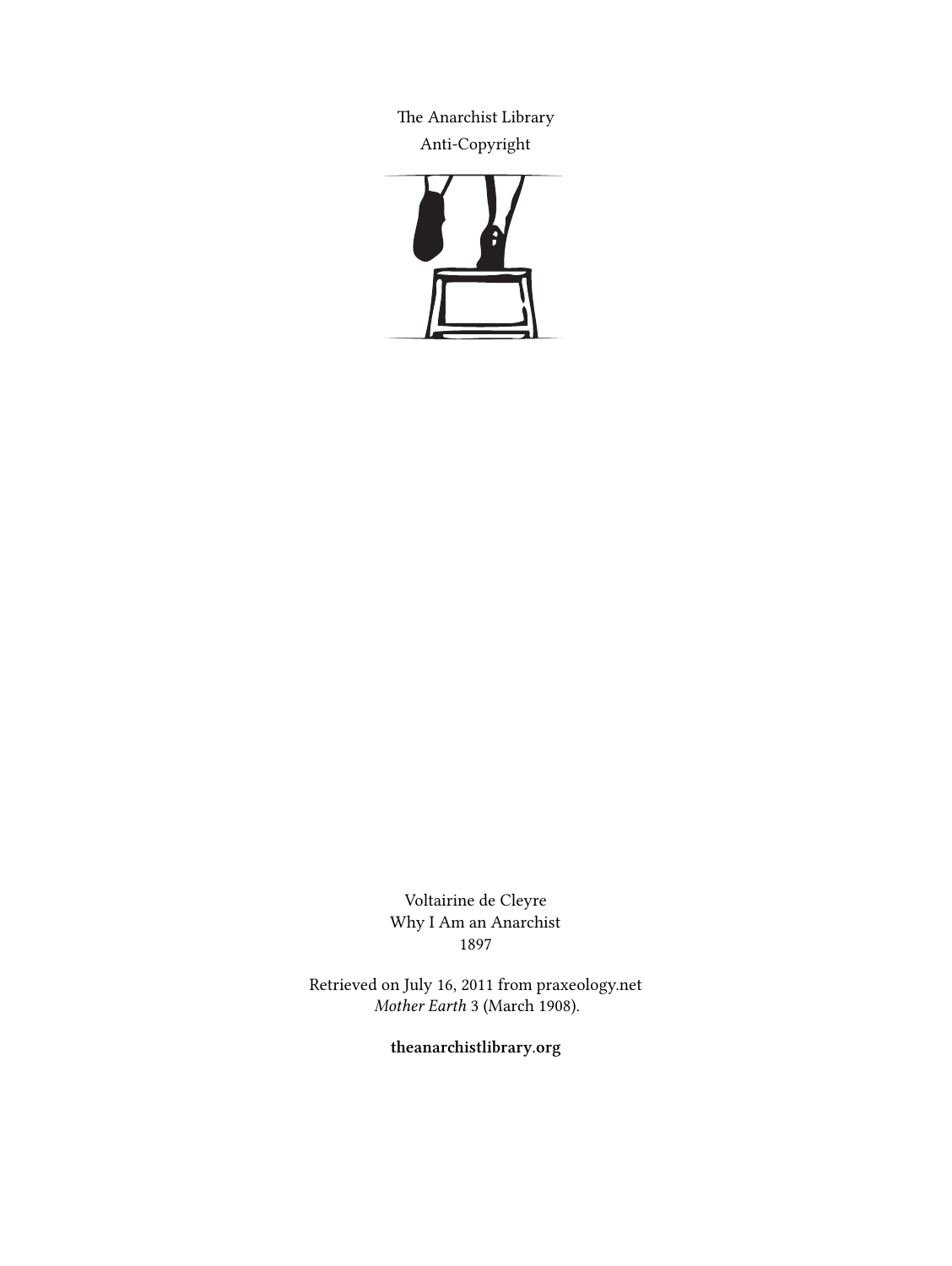The Anarchist Library
Anti-Copyright

Voltairine de Cleyre
Why I Am an Anarchist
1897

Retrieved on July 16, 2011 from praxeology.net
*Mother Earth* 3 (March 1908).

**theanarchistlibrary.org**